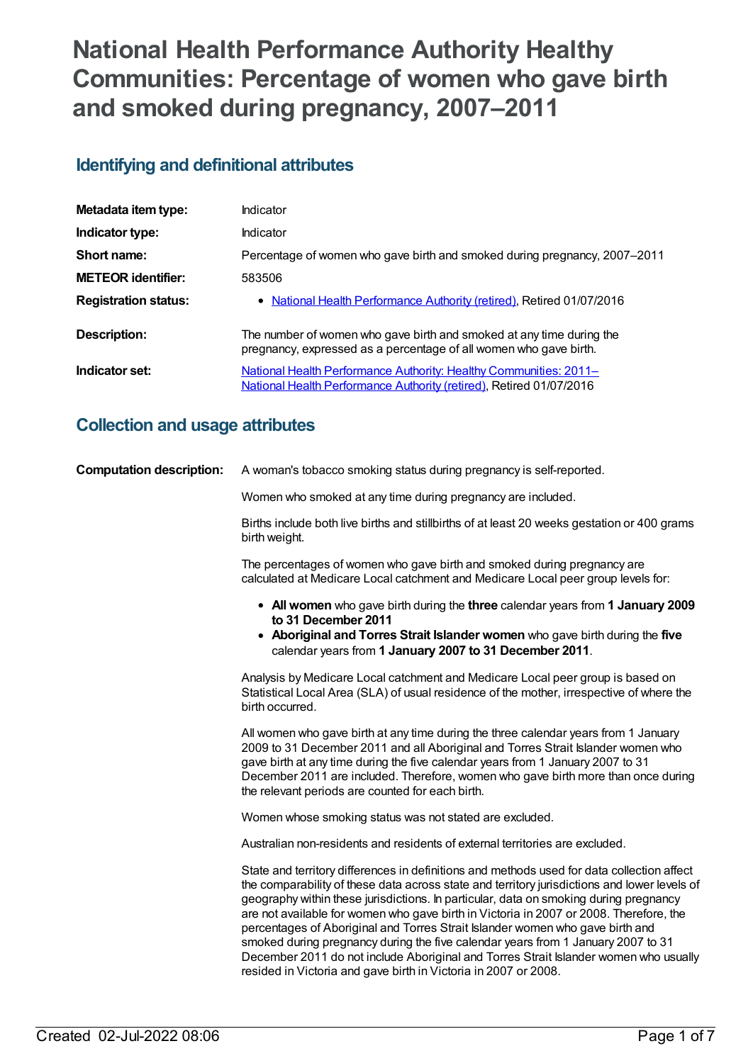# National Health Performance Authority Healthy Communities: Percentage of women who gave birth and smoked during pregnancy, 2007–2011

## Identifying and definitional attributes

| | |
|---|---|
| **Metadata item type:** | Indicator |
| **Indicator type:** | Indicator |
| **Short name:** | Percentage of women who gave birth and smoked during pregnancy, 2007–2011 |
| **METEOR identifier:** | 583506 |
| **Registration status:** | • National Health Performance Authority (retired), Retired 01/07/2016 |
| **Description:** | The number of women who gave birth and smoked at any time during the pregnancy, expressed as a percentage of all women who gave birth. |
| **Indicator set:** | National Health Performance Authority: Healthy Communities: 2011– National Health Performance Authority (retired), Retired 01/07/2016 |

## Collection and usage attributes

**Computation description:**

A woman's tobacco smoking status during pregnancy is self-reported.

Women who smoked at any time during pregnancy are included.

Births include both live births and stillbirths of at least 20 weeks gestation or 400 grams birth weight.

The percentages of women who gave birth and smoked during pregnancy are calculated at Medicare Local catchment and Medicare Local peer group levels for:

- **All women** who gave birth during the **three** calendar years from **1 January 2009 to 31 December 2011**
- **Aboriginal and Torres Strait Islander women** who gave birth during the **five** calendar years from **1 January 2007 to 31 December 2011**.

Analysis by Medicare Local catchment and Medicare Local peer group is based on Statistical Local Area (SLA) of usual residence of the mother, irrespective of where the birth occurred.

All women who gave birth at any time during the three calendar years from 1 January 2009 to 31 December 2011 and all Aboriginal and Torres Strait Islander women who gave birth at any time during the five calendar years from 1 January 2007 to 31 December 2011 are included. Therefore, women who gave birth more than once during the relevant periods are counted for each birth.

Women whose smoking status was not stated are excluded.

Australian non-residents and residents of external territories are excluded.

State and territory differences in definitions and methods used for data collection affect the comparability of these data across state and territory jurisdictions and lower levels of geography within these jurisdictions. In particular, data on smoking during pregnancy are not available for women who gave birth in Victoria in 2007 or 2008. Therefore, the percentages of Aboriginal and Torres Strait Islander women who gave birth and smoked during pregnancy during the five calendar years from 1 January 2007 to 31 December 2011 do not include Aboriginal and Torres Strait Islander women who usually resided in Victoria and gave birth in Victoria in 2007 or 2008.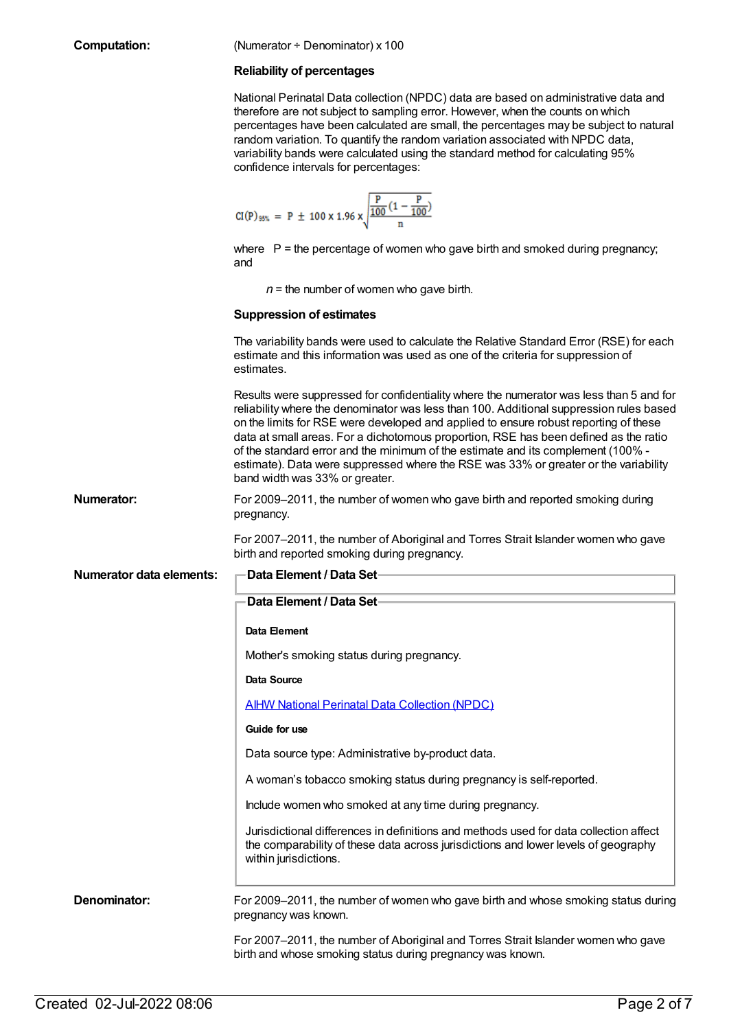**Computation:** (Numerator ÷ Denominator) x 100

**Reliability of percentages**

National Perinatal Data collection (NPDC) data are based on administrative data and therefore are not subject to sampling error. However, when the counts on which percentages have been calculated are small, the percentages may be subject to natural random variation. To quantify the random variation associated with NPDC data, variability bands were calculated using the standard method for calculating 95% confidence intervals for percentages:

$$CI(P)_{95\%} = P \pm 100 \times 1.96 \times \sqrt{\frac{\frac{P}{100}\left(1 - \frac{P}{100}\right)}{n}}$$

where P = the percentage of women who gave birth and smoked during pregnancy; and

*n* = the number of women who gave birth.

**Suppression of estimates**

The variability bands were used to calculate the Relative Standard Error (RSE) for each estimate and this information was used as one of the criteria for suppression of estimates.

Results were suppressed for confidentiality where the numerator was less than 5 and for reliability where the denominator was less than 100. Additional suppression rules based on the limits for RSE were developed and applied to ensure robust reporting of these data at small areas. For a dichotomous proportion, RSE has been defined as the ratio of the standard error and the minimum of the estimate and its complement (100% - estimate). Data were suppressed where the RSE was 33% or greater or the variability band width was 33% or greater.

**Numerator:** For 2009–2011, the number of women who gave birth and reported smoking during pregnancy.

For 2007–2011, the number of Aboriginal and Torres Strait Islander women who gave birth and reported smoking during pregnancy.

**Numerator data elements:**

**Data Element / Data Set**

**Data Element / Data Set**

**Data Element**

Mother's smoking status during pregnancy.

**Data Source**

AIHW National Perinatal Data Collection (NPDC)

**Guide for use**

Data source type: Administrative by-product data.

A woman's tobacco smoking status during pregnancy is self-reported.

Include women who smoked at any time during pregnancy.

Jurisdictional differences in definitions and methods used for data collection affect the comparability of these data across jurisdictions and lower levels of geography within jurisdictions.

**Denominator:** For 2009–2011, the number of women who gave birth and whose smoking status during pregnancy was known.

For 2007–2011, the number of Aboriginal and Torres Strait Islander women who gave birth and whose smoking status during pregnancy was known.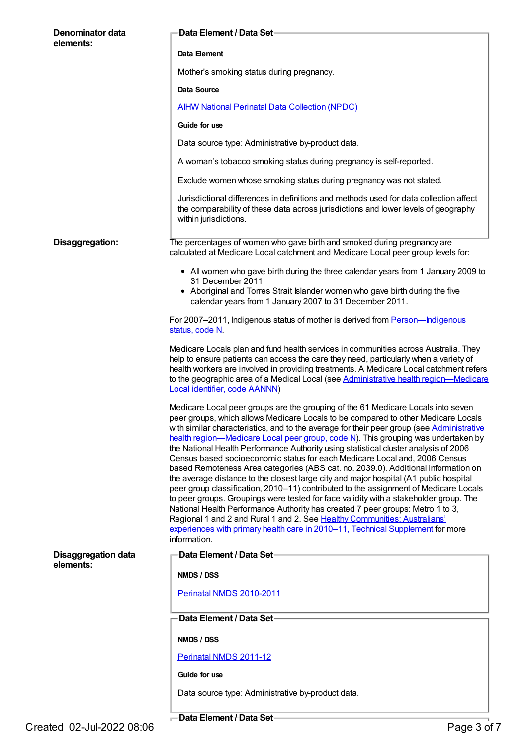**Denominator data elements:**

**Data Element / Data Set**

**Data Element**

Mother's smoking status during pregnancy.

**Data Source**

[AIHW National Perinatal Data Collection (NPDC)]

**Guide for use**

Data source type: Administrative by-product data.

A woman's tobacco smoking status during pregnancy is self-reported.

Exclude women whose smoking status during pregnancy was not stated.

Jurisdictional differences in definitions and methods used for data collection affect the comparability of these data across jurisdictions and lower levels of geography within jurisdictions.

**Disaggregation:**

The percentages of women who gave birth and smoked during pregnancy are calculated at Medicare Local catchment and Medicare Local peer group levels for:

- All women who gave birth during the three calendar years from 1 January 2009 to 31 December 2011
- Aboriginal and Torres Strait Islander women who gave birth during the five calendar years from 1 January 2007 to 31 December 2011.

For 2007–2011, Indigenous status of mother is derived from [Person—Indigenous status, code N].

Medicare Locals plan and fund health services in communities across Australia. They help to ensure patients can access the care they need, particularly when a variety of health workers are involved in providing treatments. A Medicare Local catchment refers to the geographic area of a Medical Local (see [Administrative health region—Medicare Local identifier, code AANNN])

Medicare Local peer groups are the grouping of the 61 Medicare Locals into seven peer groups, which allows Medicare Locals to be compared to other Medicare Locals with similar characteristics, and to the average for their peer group (see [Administrative health region—Medicare Local peer group, code N]). This grouping was undertaken by the National Health Performance Authority using statistical cluster analysis of 2006 Census based socioeconomic status for each Medicare Local and, 2006 Census based Remoteness Area categories (ABS cat. no. 2039.0). Additional information on the average distance to the closest large city and major hospital (A1 public hospital peer group classification, 2010–11) contributed to the assignment of Medicare Locals to peer groups. Groupings were tested for face validity with a stakeholder group. The National Health Performance Authority has created 7 peer groups: Metro 1 to 3, Regional 1 and 2 and Rural 1 and 2. See [Healthy Communities: Australians' experiences with primary health care in 2010–11, Technical Supplement] for more information.

**Disaggregation data elements:**

**Data Element / Data Set**

**NMDS / DSS**

[Perinatal NMDS 2010-2011]

**Data Element / Data Set**

**NMDS / DSS**

[Perinatal NMDS 2011-12]

**Guide for use**

Data source type: Administrative by-product data.

**Data Element / Data Set**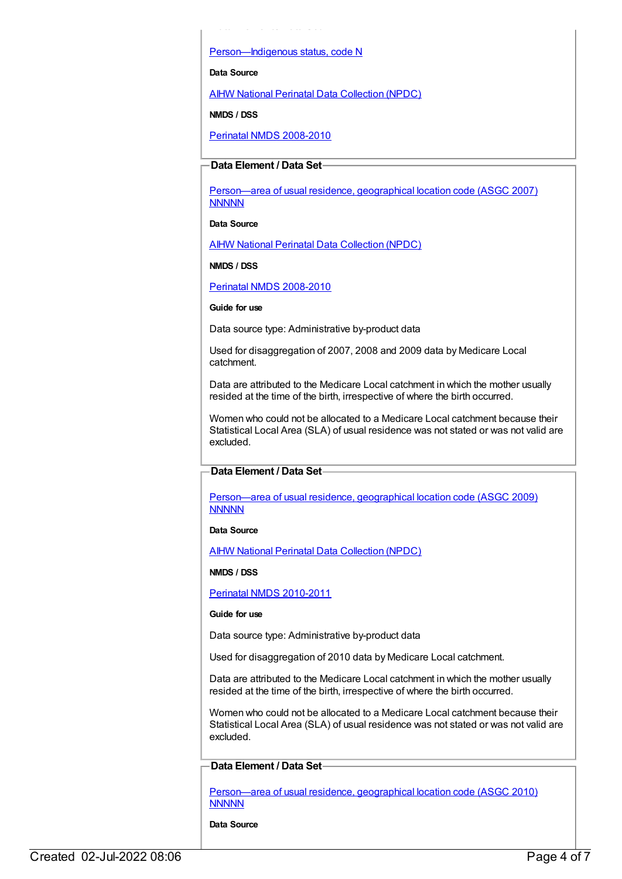[Person—Indigenous status, code N](#)

**Data Source**

[AIHW National Perinatal Data Collection (NPDC)](#)

**NMDS / DSS**

[Perinatal NMDS 2008-2010](#)

**Data Element / Data Set**

[Person—area of usual residence, geographical location code (ASGC 2007) NNNNN](#)

**Data Source**

[AIHW National Perinatal Data Collection (NPDC)](#)

**NMDS / DSS**

[Perinatal NMDS 2008-2010](#)

**Guide for use**

Data source type: Administrative by-product data

Used for disaggregation of 2007, 2008 and 2009 data by Medicare Local catchment.

Data are attributed to the Medicare Local catchment in which the mother usually resided at the time of the birth, irrespective of where the birth occurred.

Women who could not be allocated to a Medicare Local catchment because their Statistical Local Area (SLA) of usual residence was not stated or was not valid are excluded.

**Data Element / Data Set**

[Person—area of usual residence, geographical location code (ASGC 2009) NNNNN](#)

**Data Source**

[AIHW National Perinatal Data Collection (NPDC)](#)

**NMDS / DSS**

[Perinatal NMDS 2010-2011](#)

**Guide for use**

Data source type: Administrative by-product data

Used for disaggregation of 2010 data by Medicare Local catchment.

Data are attributed to the Medicare Local catchment in which the mother usually resided at the time of the birth, irrespective of where the birth occurred.

Women who could not be allocated to a Medicare Local catchment because their Statistical Local Area (SLA) of usual residence was not stated or was not valid are excluded.

**Data Element / Data Set**

[Person—area of usual residence, geographical location code (ASGC 2010) NNNNN](#)

**Data Source**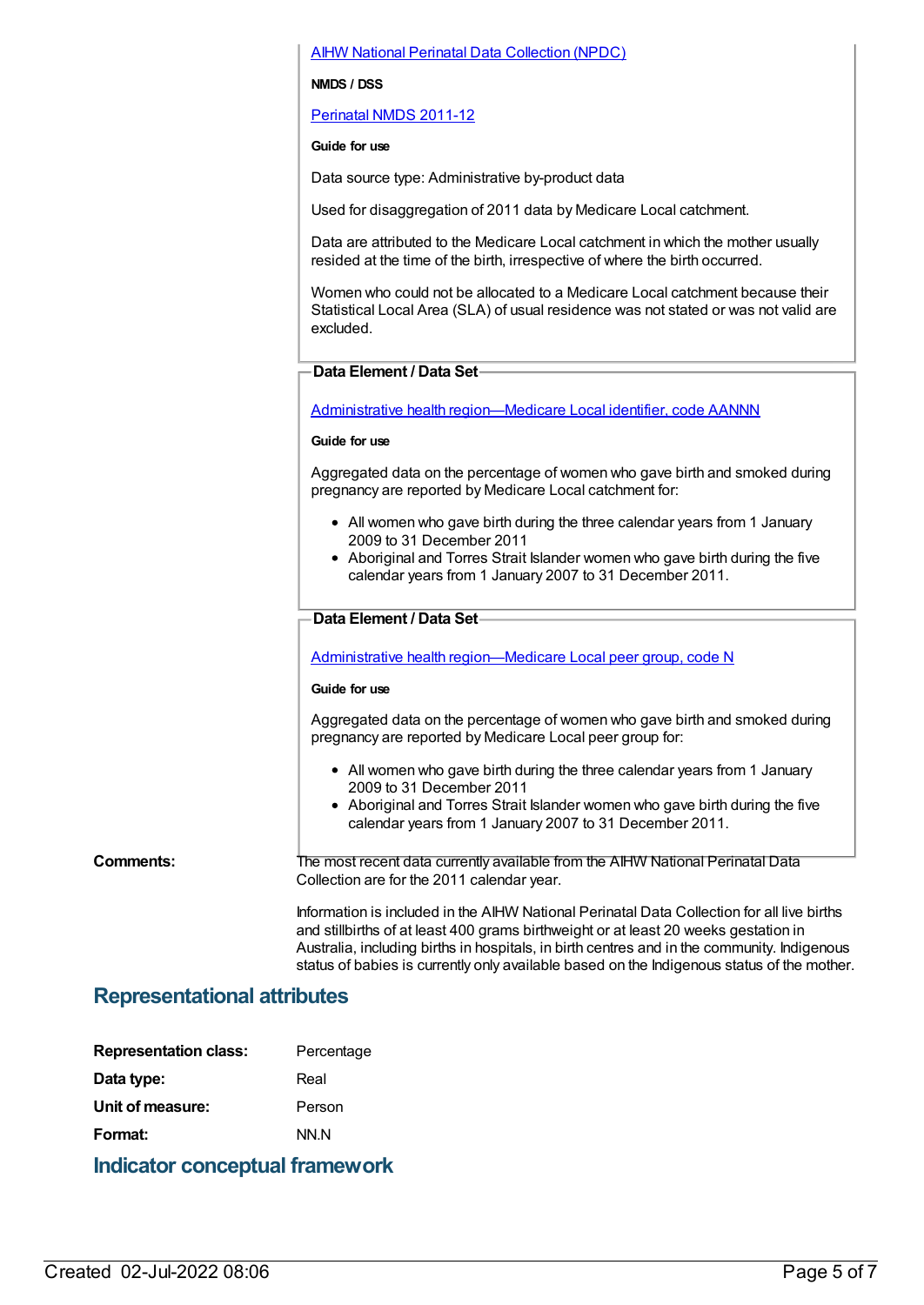[AIHW National Perinatal Data Collection (NPDC)](#)

**NMDS / DSS**

[Perinatal NMDS 2011-12](#)

**Guide for use**

Data source type: Administrative by-product data

Used for disaggregation of 2011 data by Medicare Local catchment.

Data are attributed to the Medicare Local catchment in which the mother usually resided at the time of the birth, irrespective of where the birth occurred.

Women who could not be allocated to a Medicare Local catchment because their Statistical Local Area (SLA) of usual residence was not stated or was not valid are excluded.

**Data Element / Data Set**

[Administrative health region—Medicare Local identifier, code AANNN](#)

**Guide for use**

Aggregated data on the percentage of women who gave birth and smoked during pregnancy are reported by Medicare Local catchment for:

- All women who gave birth during the three calendar years from 1 January 2009 to 31 December 2011
- Aboriginal and Torres Strait Islander women who gave birth during the five calendar years from 1 January 2007 to 31 December 2011.

**Data Element / Data Set**

[Administrative health region—Medicare Local peer group, code N](#)

**Guide for use**

Aggregated data on the percentage of women who gave birth and smoked during pregnancy are reported by Medicare Local peer group for:

- All women who gave birth during the three calendar years from 1 January 2009 to 31 December 2011
- Aboriginal and Torres Strait Islander women who gave birth during the five calendar years from 1 January 2007 to 31 December 2011.

**Comments:** The most recent data currently available from the AIHW National Perinatal Data Collection are for the 2011 calendar year.

Information is included in the AIHW National Perinatal Data Collection for all live births and stillbirths of at least 400 grams birthweight or at least 20 weeks gestation in Australia, including births in hospitals, in birth centres and in the community. Indigenous status of babies is currently only available based on the Indigenous status of the mother.

## Representational attributes

**Representation class:** Percentage

**Data type:** Real

**Unit of measure:** Person

**Format:** NN.N

## Indicator conceptual framework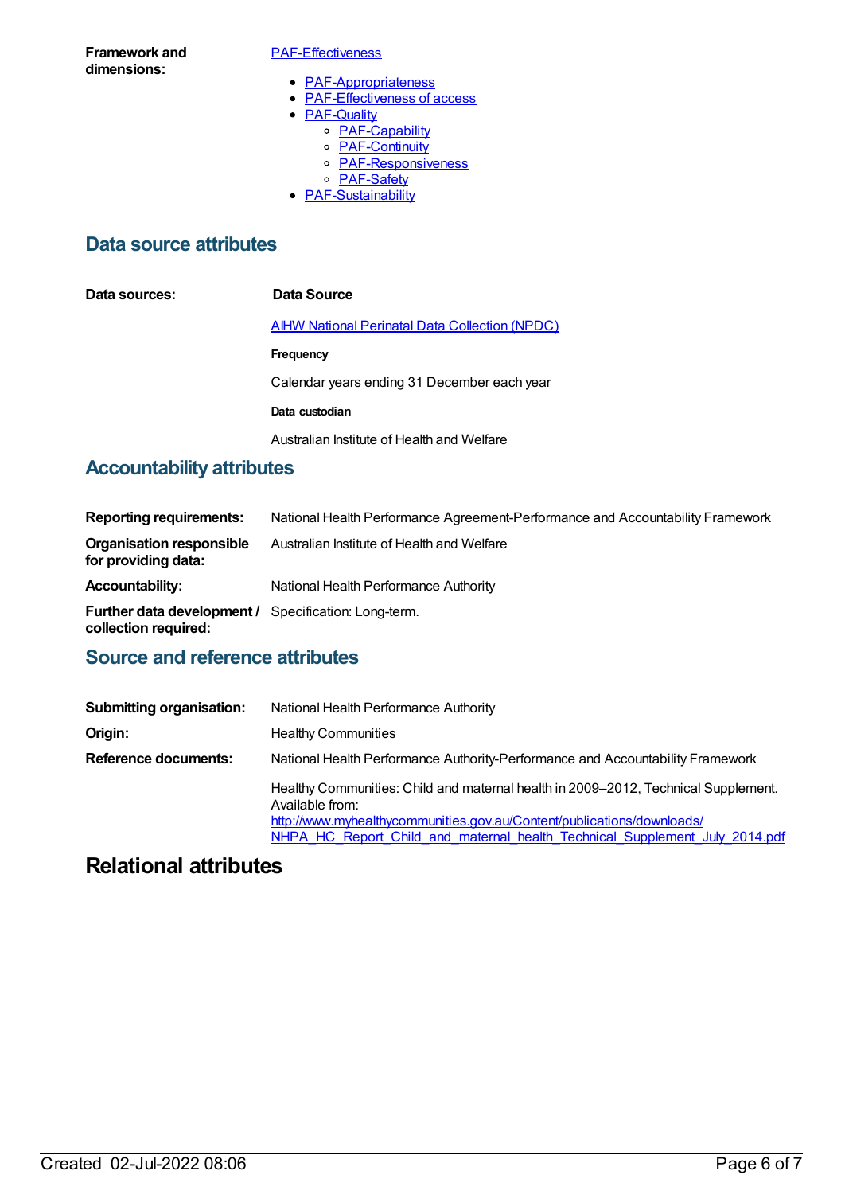**Framework and dimensions:**

PAF-Effectiveness

- PAF-Appropriateness
- PAF-Effectiveness of access
- PAF-Quality
  - PAF-Capability
  - PAF-Continuity
  - PAF-Responsiveness
  - PAF-Safety
- PAF-Sustainability

## Data source attributes

**Data sources:**

**Data Source**

AIHW National Perinatal Data Collection (NPDC)

**Frequency**

Calendar years ending 31 December each year

**Data custodian**

Australian Institute of Health and Welfare

## Accountability attributes

| | |
|---|---|
| **Reporting requirements:** | National Health Performance Agreement-Performance and Accountability Framework |
| **Organisation responsible for providing data:** | Australian Institute of Health and Welfare |
| **Accountability:** | National Health Performance Authority |
| **Further data development / collection required:** | Specification: Long-term. |

## Source and reference attributes

| | |
|---|---|
| **Submitting organisation:** | National Health Performance Authority |
| **Origin:** | Healthy Communities |
| **Reference documents:** | National Health Performance Authority-Performance and Accountability Framework<br><br>Healthy Communities: Child and maternal health in 2009–2012, Technical Supplement. Available from: http://www.myhealthycommunities.gov.au/Content/publications/downloads/NHPA_HC_Report_Child_and_maternal_health_Technical_Supplement_July_2014.pdf |

# Relational attributes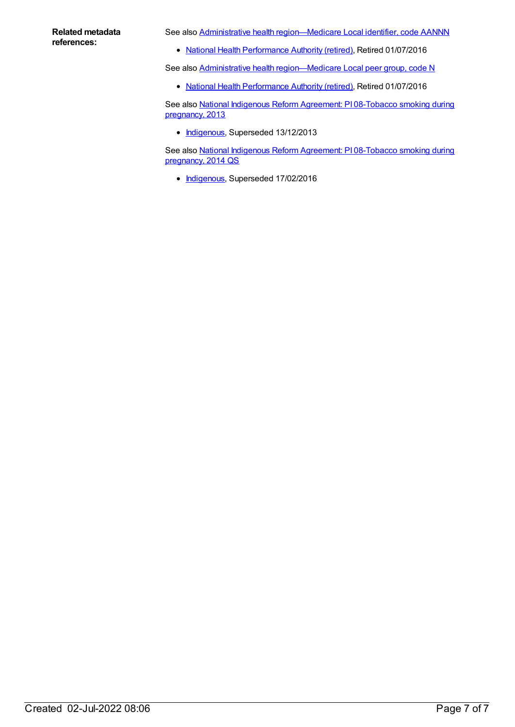**Related metadata references:**

See also Administrative health region—Medicare Local identifier, code AANNN

- National Health Performance Authority (retired), Retired 01/07/2016

See also Administrative health region—Medicare Local peer group, code N

- National Health Performance Authority (retired), Retired 01/07/2016

See also National Indigenous Reform Agreement: PI 08-Tobacco smoking during pregnancy, 2013

- Indigenous, Superseded 13/12/2013

See also National Indigenous Reform Agreement: PI 08-Tobacco smoking during pregnancy, 2014 QS

- Indigenous, Superseded 17/02/2016